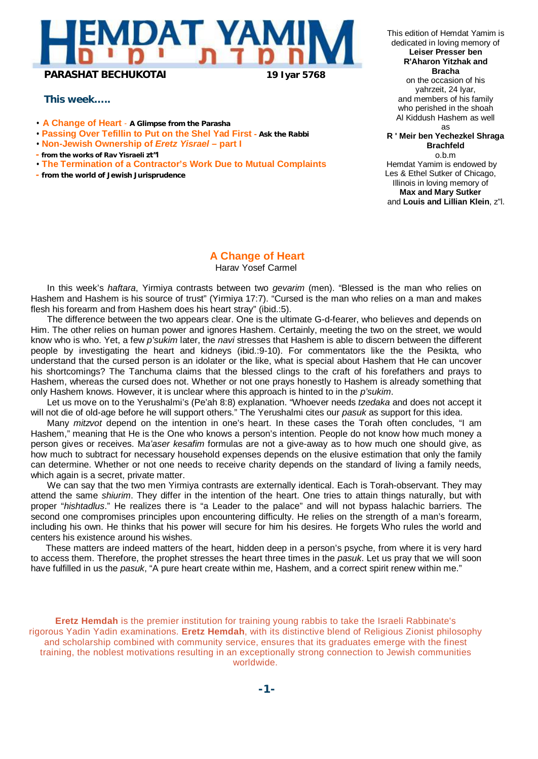# HEMDAT YAMIM
חמדת ימים

**PARASHAT BECHUKOTAI** **19 Iyar 5768**

This edition of Hemdat Yamim is dedicated in loving memory of **Leiser Presser ben R'Aharon Yitzhak and Bracha** on the occasion of his yahrzeit, 24 Iyar, and members of his family who perished in the shoah Al Kiddush Hashem as well as **R ' Meir ben Yechezkel Shraga Brachfeld** o.b.m

Hemdat Yamim is endowed by Les & Ethel Sutker of Chicago, Illinois in loving memory of **Max and Mary Sutker** and **Louis and Lillian Klein**, z"l.

## This week.....

- **A Change of Heart** - **A Glimpse from the Parasha**
- **Passing Over Tefillin to Put on the Shel Yad First** - **Ask the Rabbi**
- **Non-Jewish Ownership of *Eretz Yisrael* – part I** - **from the works of Rav Yisraeli zt"l**
- **The Termination of a Contractor's Work Due to Mutual Complaints** - **from the world of Jewish Jurisprudence**

## A Change of Heart

Harav Yosef Carmel

In this week's *haftara*, Yirmiya contrasts between two *gevarim* (men). "Blessed is the man who relies on Hashem and Hashem is his source of trust" (Yirmiya 17:7). "Cursed is the man who relies on a man and makes flesh his forearm and from Hashem does his heart stray" (ibid.:5).

The difference between the two appears clear. One is the ultimate G-d-fearer, who believes and depends on Him. The other relies on human power and ignores Hashem. Certainly, meeting the two on the street, we would know who is who. Yet, a few *p'sukim* later, the *navi* stresses that Hashem is able to discern between the different people by investigating the heart and kidneys (ibid.:9-10). For commentators like the the Pesikta, who understand that the cursed person is an idolater or the like, what is special about Hashem that He can uncover his shortcomings? The Tanchuma claims that the blessed clings to the craft of his forefathers and prays to Hashem, whereas the cursed does not. Whether or not one prays honestly to Hashem is already something that only Hashem knows. However, it is unclear where this approach is hinted to in the *p'sukim*.

Let us move on to the Yerushalmi's (Pe'ah 8:8) explanation. "Whoever needs *tzedaka* and does not accept it will not die of old-age before he will support others." The Yerushalmi cites our *pasuk* as support for this idea.

Many *mitzvot* depend on the intention in one's heart. In these cases the Torah often concludes, "I am Hashem," meaning that He is the One who knows a person's intention. People do not know how much money a person gives or receives. M*a'aser kesafim* formulas are not a give-away as to how much one should give, as how much to subtract for necessary household expenses depends on the elusive estimation that only the family can determine. Whether or not one needs to receive charity depends on the standard of living a family needs, which again is a secret, private matter.

We can say that the two men Yirmiya contrasts are externally identical. Each is Torah-observant. They may attend the same *shiurim*. They differ in the intention of the heart. One tries to attain things naturally, but with proper "*hishtadlus*." He realizes there is "a Leader to the palace" and will not bypass halachic barriers. The second one compromises principles upon encountering difficulty. He relies on the strength of a man's forearm, including his own. He thinks that his power will secure for him his desires. He forgets Who rules the world and centers his existence around his wishes.

These matters are indeed matters of the heart, hidden deep in a person's psyche, from where it is very hard to access them. Therefore, the prophet stresses the heart three times in the *pasuk*. Let us pray that we will soon have fulfilled in us the *pasuk*, "A pure heart create within me, Hashem, and a correct spirit renew within me."

**Eretz Hemdah** is the premier institution for training young rabbis to take the Israeli Rabbinate's rigorous Yadin Yadin examinations. **Eretz Hemdah**, with its distinctive blend of Religious Zionist philosophy and scholarship combined with community service, ensures that its graduates emerge with the finest training, the noblest motivations resulting in an exceptionally strong connection to Jewish communities worldwide.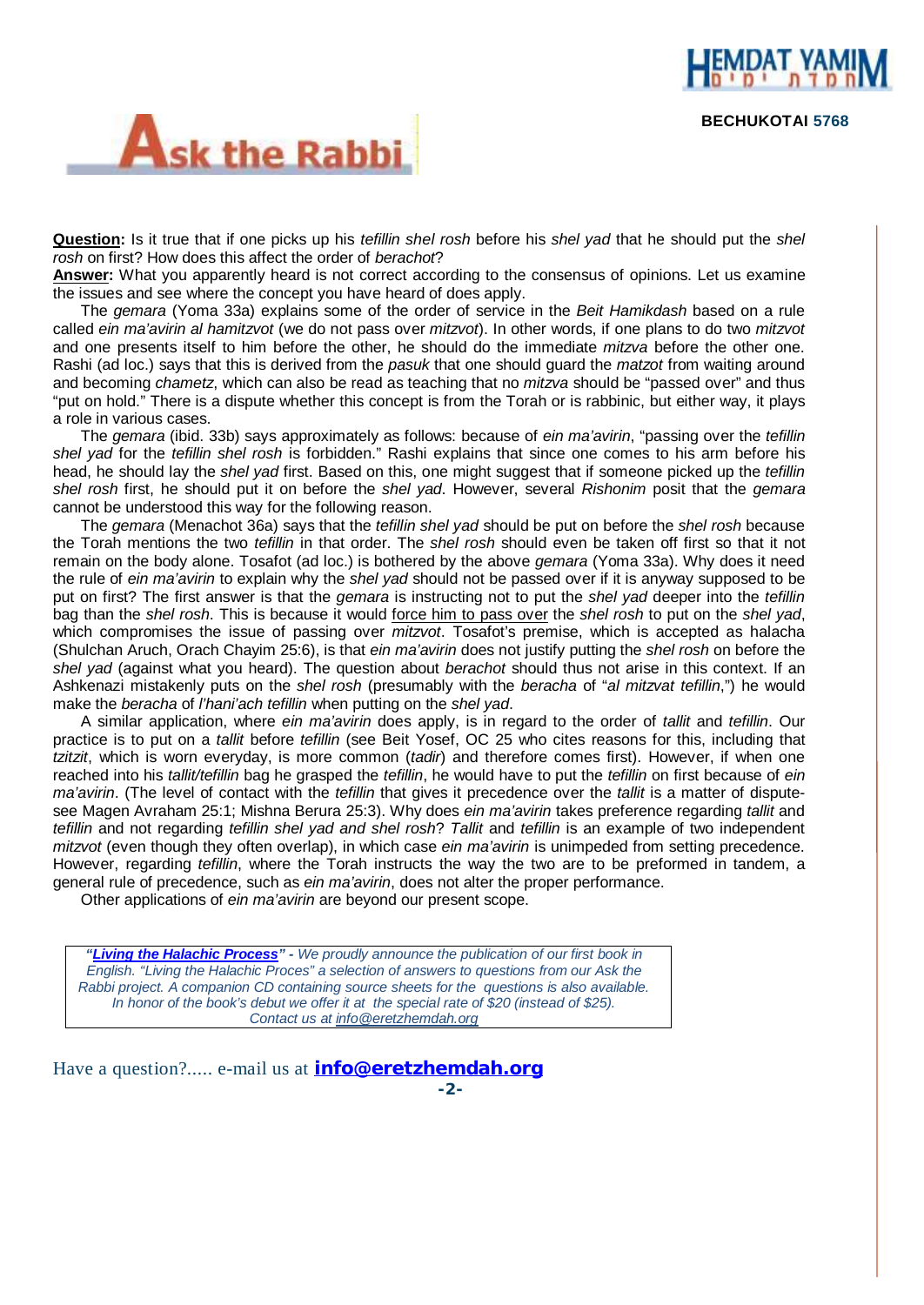# Ask the Rabbi

**BECHUKOTAI 5768**

**Question:** Is it true that if one picks up his *tefillin shel rosh* before his *shel yad* that he should put the *shel rosh* on first? How does this affect the order of *berachot*?

**Answer:** What you apparently heard is not correct according to the consensus of opinions. Let us examine the issues and see where the concept you have heard of does apply.

The *gemara* (Yoma 33a) explains some of the order of service in the *Beit Hamikdash* based on a rule called *ein ma'avirin al hamitzvot* (we do not pass over *mitzvot*). In other words, if one plans to do two *mitzvot* and one presents itself to him before the other, he should do the immediate *mitzva* before the other one. Rashi (ad loc.) says that this is derived from the *pasuk* that one should guard the *matzot* from waiting around and becoming *chametz*, which can also be read as teaching that no *mitzva* should be "passed over" and thus "put on hold." There is a dispute whether this concept is from the Torah or is rabbinic, but either way, it plays a role in various cases.

The *gemara* (ibid. 33b) says approximately as follows: because of *ein ma'avirin*, "passing over the *tefillin shel yad* for the *tefillin shel rosh* is forbidden." Rashi explains that since one comes to his arm before his head, he should lay the *shel yad* first. Based on this, one might suggest that if someone picked up the *tefillin shel rosh* first, he should put it on before the *shel yad*. However, several *Rishonim* posit that the *gemara* cannot be understood this way for the following reason.

The *gemara* (Menachot 36a) says that the *tefillin shel yad* should be put on before the *shel rosh* because the Torah mentions the two *tefillin* in that order. The *shel rosh* should even be taken off first so that it not remain on the body alone. Tosafot (ad loc.) is bothered by the above *gemara* (Yoma 33a). Why does it need the rule of *ein ma'avirin* to explain why the *shel yad* should not be passed over if it is anyway supposed to be put on first? The first answer is that the *gemara* is instructing not to put the *shel yad* deeper into the *tefillin* bag than the *shel rosh*. This is because it would force him to pass over the *shel rosh* to put on the *shel yad*, which compromises the issue of passing over *mitzvot*. Tosafot's premise, which is accepted as halacha (Shulchan Aruch, Orach Chayim 25:6), is that *ein ma'avirin* does not justify putting the *shel rosh* on before the *shel yad* (against what you heard). The question about *berachot* should thus not arise in this context. If an Ashkenazi mistakenly puts on the *shel rosh* (presumably with the *beracha* of "*al mitzvat tefillin*,") he would make the *beracha* of *l'hani'ach tefillin* when putting on the *shel yad*.

A similar application, where *ein ma'avirin* does apply, is in regard to the order of *tallit* and *tefillin*. Our practice is to put on a *tallit* before *tefillin* (see Beit Yosef, OC 25 who cites reasons for this, including that *tzitzit*, which is worn everyday, is more common (*tadir*) and therefore comes first). However, if when one reached into his *tallit/tefillin* bag he grasped the *tefillin*, he would have to put the *tefillin* on first because of *ein ma'avirin*. (The level of contact with the *tefillin* that gives it precedence over the *tallit* is a matter of dispute- see Magen Avraham 25:1; Mishna Berura 25:3). Why does *ein ma'avirin* takes preference regarding *tallit* and *tefillin* and not regarding *tefillin shel yad and shel rosh*? *Tallit* and *tefillin* is an example of two independent *mitzvot* (even though they often overlap), in which case *ein ma'avirin* is unimpeded from setting precedence. However, regarding *tefillin*, where the Torah instructs the way the two are to be preformed in tandem, a general rule of precedence, such as *ein ma'avirin*, does not alter the proper performance.

Other applications of *ein ma'avirin* are beyond our present scope.

---

*"**Living the Halachic Process**" - We proudly announce the publication of our first book in English. "Living the Halachic Proces" a selection of answers to questions from our Ask the Rabbi project. A companion CD containing source sheets for the questions is also available. In honor of the book's debut we offer it at the special rate of $20 (instead of $25). Contact us at info@eretzhemdah.org*

---

Have a question?..... e-mail us at **info@eretzhemdah.org**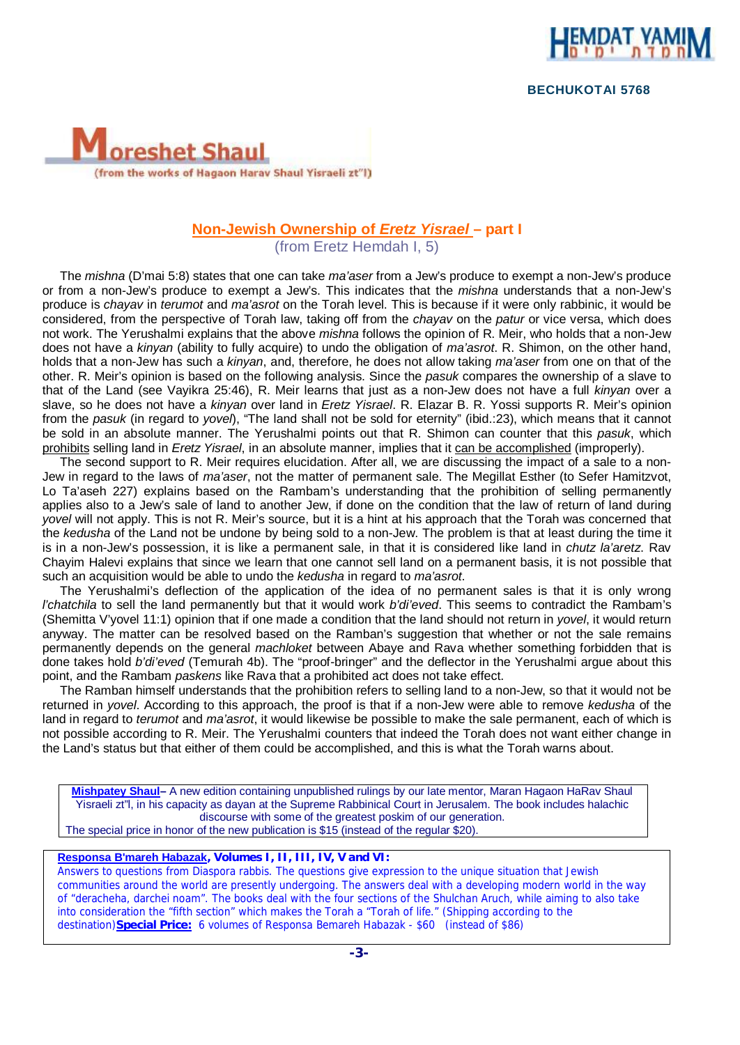## Moreshet Shaul

(from the works of Hagaon Harav Shaul Yisraeli zt"l)

### Non-Jewish Ownership of *Eretz Yisrael* – part I

(from Eretz Hemdah I, 5)

The *mishna* (D'mai 5:8) states that one can take *ma'aser* from a Jew's produce to exempt a non-Jew's produce or from a non-Jew's produce to exempt a Jew's. This indicates that the *mishna* understands that a non-Jew's produce is *chayav* in *terumot* and *ma'asrot* on the Torah level. This is because if it were only rabbinic, it would be considered, from the perspective of Torah law, taking off from the *chayav* on the *patur* or vice versa, which does not work. The Yerushalmi explains that the above *mishna* follows the opinion of R. Meir, who holds that a non-Jew does not have a *kinyan* (ability to fully acquire) to undo the obligation of *ma'asrot*. R. Shimon, on the other hand, holds that a non-Jew has such a *kinyan*, and, therefore, he does not allow taking *ma'aser* from one on that of the other. R. Meir's opinion is based on the following analysis. Since the *pasuk* compares the ownership of a slave to that of the Land (see Vayikra 25:46), R. Meir learns that just as a non-Jew does not have a full *kinyan* over a slave, so he does not have a *kinyan* over land in *Eretz Yisrael*. R. Elazar B. R. Yossi supports R. Meir's opinion from the *pasuk* (in regard to *yovel*), "The land shall not be sold for eternity" (ibid.:23), which means that it cannot be sold in an absolute manner. The Yerushalmi points out that R. Shimon can counter that this *pasuk*, which prohibits selling land in *Eretz Yisrael*, in an absolute manner, implies that it can be accomplished (improperly).

The second support to R. Meir requires elucidation. After all, we are discussing the impact of a sale to a non-Jew in regard to the laws of *ma'aser*, not the matter of permanent sale. The Megillat Esther (to Sefer Hamitzvot, Lo Ta'aseh 227) explains based on the Rambam's understanding that the prohibition of selling permanently applies also to a Jew's sale of land to another Jew, if done on the condition that the law of return of land during *yovel* will not apply. This is not R. Meir's source, but it is a hint at his approach that the Torah was concerned that the *kedusha* of the Land not be undone by being sold to a non-Jew. The problem is that at least during the time it is in a non-Jew's possession, it is like a permanent sale, in that it is considered like land in *chutz la'aretz*. Rav Chayim Halevi explains that since we learn that one cannot sell land on a permanent basis, it is not possible that such an acquisition would be able to undo the *kedusha* in regard to *ma'asrot*.

The Yerushalmi's deflection of the application of the idea of no permanent sales is that it is only wrong *l'chatchila* to sell the land permanently but that it would work *b'di'eved*. This seems to contradict the Rambam's (Shemitta V'yovel 11:1) opinion that if one made a condition that the land should not return in *yovel*, it would return anyway. The matter can be resolved based on the Ramban's suggestion that whether or not the sale remains permanently depends on the general *machloket* between Abaye and Rava whether something forbidden that is done takes hold *b'di'eved* (Temurah 4b). The "proof-bringer" and the deflector in the Yerushalmi argue about this point, and the Rambam *paskens* like Rava that a prohibited act does not take effect.

The Ramban himself understands that the prohibition refers to selling land to a non-Jew, so that it would not be returned in *yovel*. According to this approach, the proof is that if a non-Jew were able to remove *kedusha* of the land in regard to *terumot* and *ma'asrot*, it would likewise be possible to make the sale permanent, each of which is not possible according to R. Meir. The Yerushalmi counters that indeed the Torah does not want either change in the Land's status but that either of them could be accomplished, and this is what the Torah warns about.

---

**Mishpatey Shaul**– A new edition containing unpublished rulings by our late mentor, Maran Hagaon HaRav Shaul Yisraeli zt"l, in his capacity as dayan at the Supreme Rabbinical Court in Jerusalem. The book includes halachic discourse with some of the greatest poskim of our generation.
The special price in honor of the new publication is $15 (instead of the regular $20).

---

**Responsa B'mareh Habazak, Volumes I, II, III, IV, V and VI:**
Answers to questions from Diaspora rabbis. The questions give expression to the unique situation that Jewish communities around the world are presently undergoing. The answers deal with a developing modern world in the way of "deracheha, darchei noam". The books deal with the four sections of the Shulchan Aruch, while aiming to also take into consideration the "fifth section" which makes the Torah a "Torah of life." (Shipping according to the destination) **Special Price:** 6 volumes of Responsa Bemareh Habazak - $60 (instead of $86)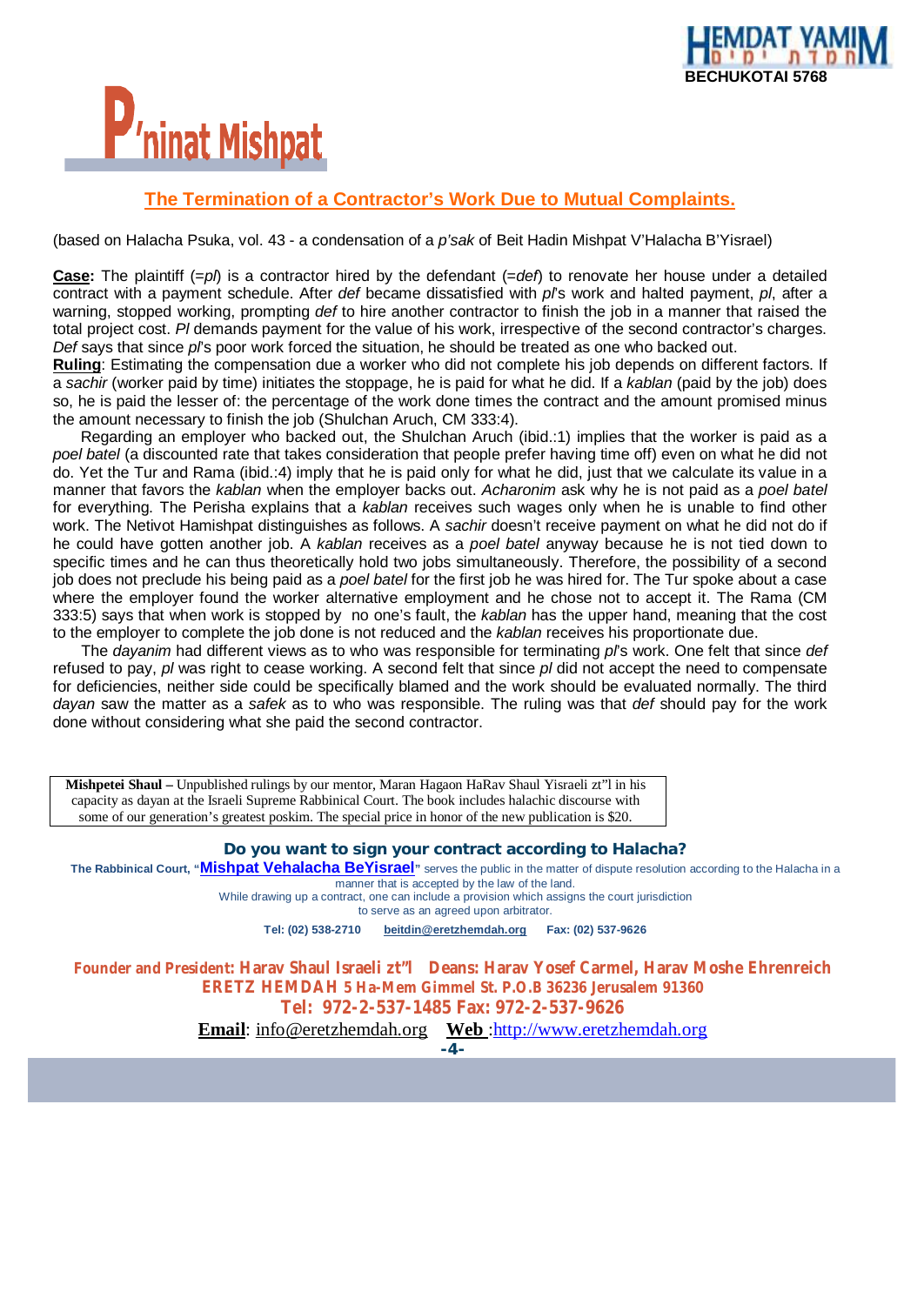# P'ninat Mishpat

## The Termination of a Contractor's Work Due to Mutual Complaints.

(based on Halacha Psuka, vol. 43 - a condensation of a *p'sak* of Beit Hadin Mishpat V'Halacha B'Yisrael)

**Case:** The plaintiff (=*pl*) is a contractor hired by the defendant (=*def*) to renovate her house under a detailed contract with a payment schedule. After *def* became dissatisfied with *pl*'s work and halted payment, *pl*, after a warning, stopped working, prompting *def* to hire another contractor to finish the job in a manner that raised the total project cost. *Pl* demands payment for the value of his work, irrespective of the second contractor's charges. *Def* says that since *pl*'s poor work forced the situation, he should be treated as one who backed out.

**Ruling**: Estimating the compensation due a worker who did not complete his job depends on different factors. If a *sachir* (worker paid by time) initiates the stoppage, he is paid for what he did. If a *kablan* (paid by the job) does so, he is paid the lesser of: the percentage of the work done times the contract and the amount promised minus the amount necessary to finish the job (Shulchan Aruch, CM 333:4).

Regarding an employer who backed out, the Shulchan Aruch (ibid.:1) implies that the worker is paid as a *poel batel* (a discounted rate that takes consideration that people prefer having time off) even on what he did not do. Yet the Tur and Rama (ibid.:4) imply that he is paid only for what he did, just that we calculate its value in a manner that favors the *kablan* when the employer backs out. *Acharonim* ask why he is not paid as a *poel batel* for everything. The Perisha explains that a *kablan* receives such wages only when he is unable to find other work. The Netivot Hamishpat distinguishes as follows. A *sachir* doesn't receive payment on what he did not do if he could have gotten another job. A *kablan* receives as a *poel batel* anyway because he is not tied down to specific times and he can thus theoretically hold two jobs simultaneously. Therefore, the possibility of a second job does not preclude his being paid as a *poel batel* for the first job he was hired for. The Tur spoke about a case where the employer found the worker alternative employment and he chose not to accept it. The Rama (CM 333:5) says that when work is stopped by no one's fault, the *kablan* has the upper hand, meaning that the cost to the employer to complete the job done is not reduced and the *kablan* receives his proportionate due.

The *dayanim* had different views as to who was responsible for terminating *pl*'s work. One felt that since *def* refused to pay, *pl* was right to cease working. A second felt that since *pl* did not accept the need to compensate for deficiencies, neither side could be specifically blamed and the work should be evaluated normally. The third *dayan* saw the matter as a *safek* as to who was responsible. The ruling was that *def* should pay for the work done without considering what she paid the second contractor.

---

**Mishpetei Shaul –** Unpublished rulings by our mentor, Maran Hagaon HaRav Shaul Yisraeli zt"l in his capacity as dayan at the Israeli Supreme Rabbinical Court. The book includes halachic discourse with some of our generation's greatest poskim. The special price in honor of the new publication is $20.

---

**Do you want to sign your contract according to Halacha?**

**The Rabbinical Court, "Mishpat Vehalacha BeYisrael"** serves the public in the matter of dispute resolution according to the Halacha in a manner that is accepted by the law of the land.
While drawing up a contract, one can include a provision which assigns the court jurisdiction to serve as an agreed upon arbitrator.

**Tel: (02) 538-2710** **beitdin@eretzhemdah.org** **Fax: (02) 537-9626**

**Founder and President: Harav Shaul Israeli zt"l Deans: Harav Yosef Carmel, Harav Moshe Ehrenreich**
**ERETZ HEMDAH 5 Ha-Mem Gimmel St. P.O.B 36236 Jerusalem 91360**
**Tel: 972-2-537-1485 Fax: 972-2-537-9626**
**Email**: info@eretzhemdah.org **Web**: http://www.eretzhemdah.org